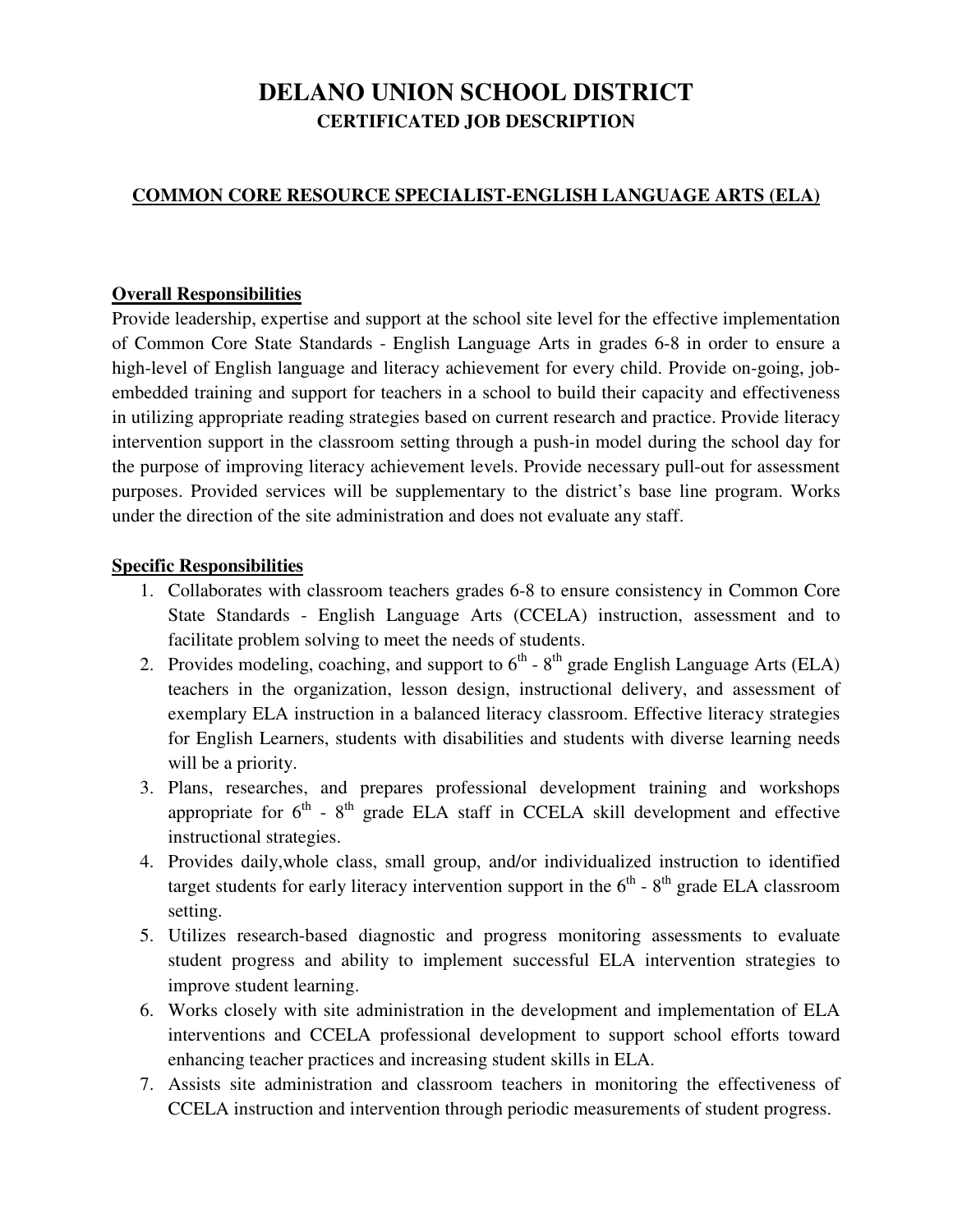# DELANO UNION SCHOOL DISTRICT

## CERTIFICATED JOB DESCRIPTION

### COMMON CORE RESOURCE SPECIALIST-ENGLISH LANGUAGE ARTS (ELA)

**Overall Responsibilities**

Provide leadership, expertise and support at the school site level for the effective implementation of Common Core State Standards - English Language Arts in grades 6-8 in order to ensure a high-level of English language and literacy achievement for every child. Provide on-going, job-embedded training and support for teachers in a school to build their capacity and effectiveness in utilizing appropriate reading strategies based on current research and practice. Provide literacy intervention support in the classroom setting through a push-in model during the school day for the purpose of improving literacy achievement levels. Provide necessary pull-out for assessment purposes. Provided services will be supplementary to the district's base line program. Works under the direction of the site administration and does not evaluate any staff.

**Specific Responsibilities**

1. Collaborates with classroom teachers grades 6-8 to ensure consistency in Common Core State Standards - English Language Arts (CCELA) instruction, assessment and to facilitate problem solving to meet the needs of students.
2. Provides modeling, coaching, and support to 6th - 8th grade English Language Arts (ELA) teachers in the organization, lesson design, instructional delivery, and assessment of exemplary ELA instruction in a balanced literacy classroom. Effective literacy strategies for English Learners, students with disabilities and students with diverse learning needs will be a priority.
3. Plans, researches, and prepares professional development training and workshops appropriate for 6th - 8th grade ELA staff in CCELA skill development and effective instructional strategies.
4. Provides daily,whole class, small group, and/or individualized instruction to identified target students for early literacy intervention support in the 6th - 8th grade ELA classroom setting.
5. Utilizes research-based diagnostic and progress monitoring assessments to evaluate student progress and ability to implement successful ELA intervention strategies to improve student learning.
6. Works closely with site administration in the development and implementation of ELA interventions and CCELA professional development to support school efforts toward enhancing teacher practices and increasing student skills in ELA.
7. Assists site administration and classroom teachers in monitoring the effectiveness of CCELA instruction and intervention through periodic measurements of student progress.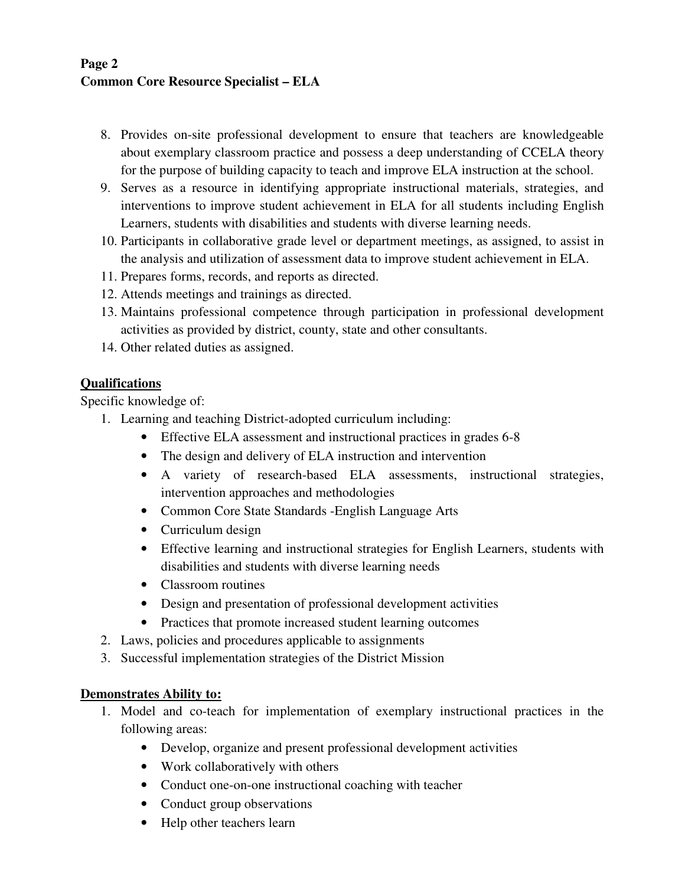8. Provides on-site professional development to ensure that teachers are knowledgeable about exemplary classroom practice and possess a deep understanding of CCELA theory for the purpose of building capacity to teach and improve ELA instruction at the school.
9. Serves as a resource in identifying appropriate instructional materials, strategies, and interventions to improve student achievement in ELA for all students including English Learners, students with disabilities and students with diverse learning needs.
10. Participants in collaborative grade level or department meetings, as assigned, to assist in the analysis and utilization of assessment data to improve student achievement in ELA.
11. Prepares forms, records, and reports as directed.
12. Attends meetings and trainings as directed.
13. Maintains professional competence through participation in professional development activities as provided by district, county, state and other consultants.
14. Other related duties as assigned.

## Qualifications

Specific knowledge of:

1. Learning and teaching District-adopted curriculum including:
   - Effective ELA assessment and instructional practices in grades 6-8
   - The design and delivery of ELA instruction and intervention
   - A variety of research-based ELA assessments, instructional strategies, intervention approaches and methodologies
   - Common Core State Standards -English Language Arts
   - Curriculum design
   - Effective learning and instructional strategies for English Learners, students with disabilities and students with diverse learning needs
   - Classroom routines
   - Design and presentation of professional development activities
   - Practices that promote increased student learning outcomes
2. Laws, policies and procedures applicable to assignments
3. Successful implementation strategies of the District Mission

## Demonstrates Ability to:

1. Model and co-teach for implementation of exemplary instructional practices in the following areas:
   - Develop, organize and present professional development activities
   - Work collaboratively with others
   - Conduct one-on-one instructional coaching with teacher
   - Conduct group observations
   - Help other teachers learn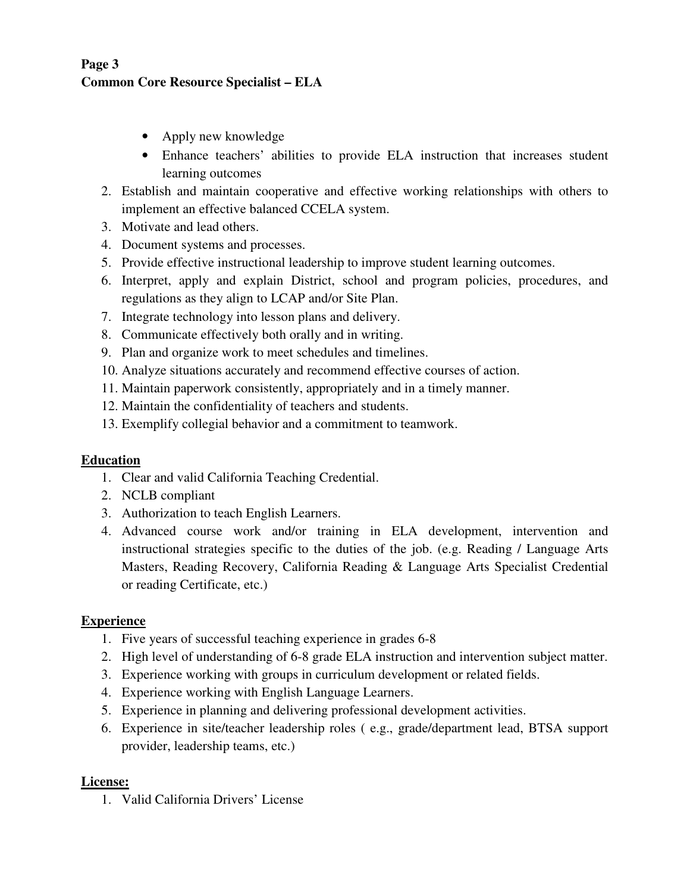- Apply new knowledge
- Enhance teachers' abilities to provide ELA instruction that increases student learning outcomes

2. Establish and maintain cooperative and effective working relationships with others to implement an effective balanced CCELA system.
3. Motivate and lead others.
4. Document systems and processes.
5. Provide effective instructional leadership to improve student learning outcomes.
6. Interpret, apply and explain District, school and program policies, procedures, and regulations as they align to LCAP and/or Site Plan.
7. Integrate technology into lesson plans and delivery.
8. Communicate effectively both orally and in writing.
9. Plan and organize work to meet schedules and timelines.
10. Analyze situations accurately and recommend effective courses of action.
11. Maintain paperwork consistently, appropriately and in a timely manner.
12. Maintain the confidentiality of teachers and students.
13. Exemplify collegial behavior and a commitment to teamwork.

## Education

1. Clear and valid California Teaching Credential.
2. NCLB compliant
3. Authorization to teach English Learners.
4. Advanced course work and/or training in ELA development, intervention and instructional strategies specific to the duties of the job. (e.g. Reading / Language Arts Masters, Reading Recovery, California Reading & Language Arts Specialist Credential or reading Certificate, etc.)

## Experience

1. Five years of successful teaching experience in grades 6-8
2. High level of understanding of 6-8 grade ELA instruction and intervention subject matter.
3. Experience working with groups in curriculum development or related fields.
4. Experience working with English Language Learners.
5. Experience in planning and delivering professional development activities.
6. Experience in site/teacher leadership roles ( e.g., grade/department lead, BTSA support provider, leadership teams, etc.)

## License:

1. Valid California Drivers' License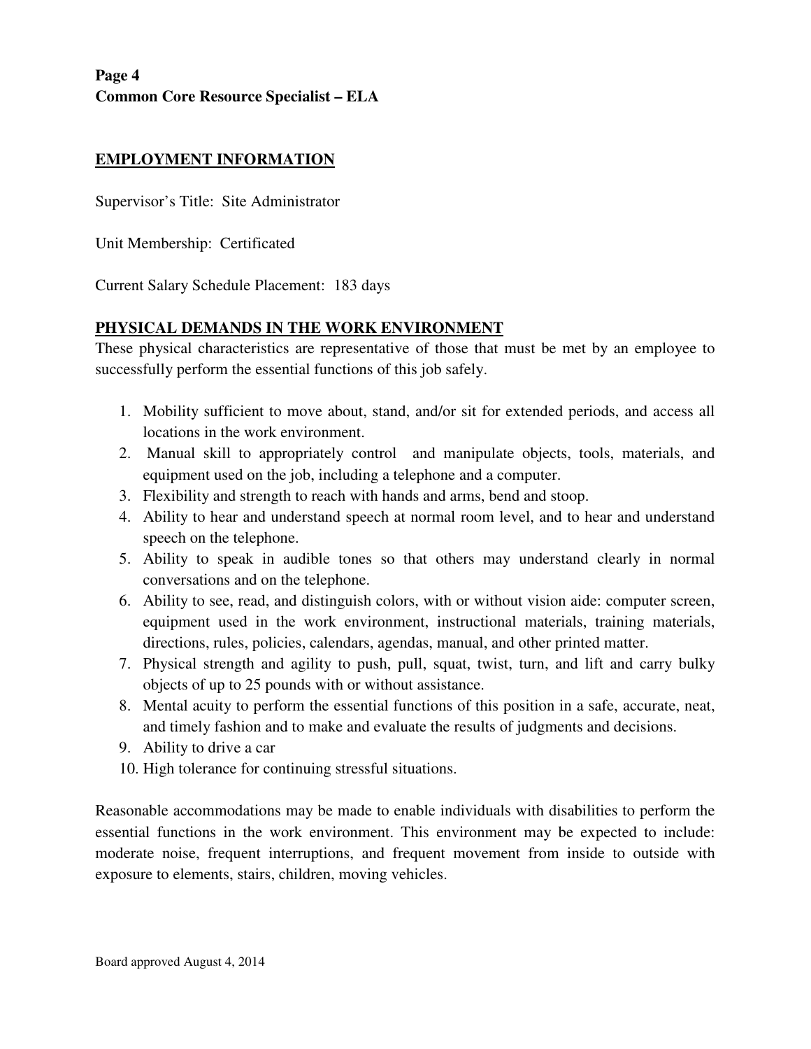## EMPLOYMENT INFORMATION

Supervisor's Title: Site Administrator

Unit Membership: Certificated

Current Salary Schedule Placement: 183 days

## PHYSICAL DEMANDS IN THE WORK ENVIRONMENT

These physical characteristics are representative of those that must be met by an employee to successfully perform the essential functions of this job safely.

1. Mobility sufficient to move about, stand, and/or sit for extended periods, and access all locations in the work environment.
2. Manual skill to appropriately control and manipulate objects, tools, materials, and equipment used on the job, including a telephone and a computer.
3. Flexibility and strength to reach with hands and arms, bend and stoop.
4. Ability to hear and understand speech at normal room level, and to hear and understand speech on the telephone.
5. Ability to speak in audible tones so that others may understand clearly in normal conversations and on the telephone.
6. Ability to see, read, and distinguish colors, with or without vision aide: computer screen, equipment used in the work environment, instructional materials, training materials, directions, rules, policies, calendars, agendas, manual, and other printed matter.
7. Physical strength and agility to push, pull, squat, twist, turn, and lift and carry bulky objects of up to 25 pounds with or without assistance.
8. Mental acuity to perform the essential functions of this position in a safe, accurate, neat, and timely fashion and to make and evaluate the results of judgments and decisions.
9. Ability to drive a car
10. High tolerance for continuing stressful situations.

Reasonable accommodations may be made to enable individuals with disabilities to perform the essential functions in the work environment. This environment may be expected to include: moderate noise, frequent interruptions, and frequent movement from inside to outside with exposure to elements, stairs, children, moving vehicles.

Board approved August 4, 2014